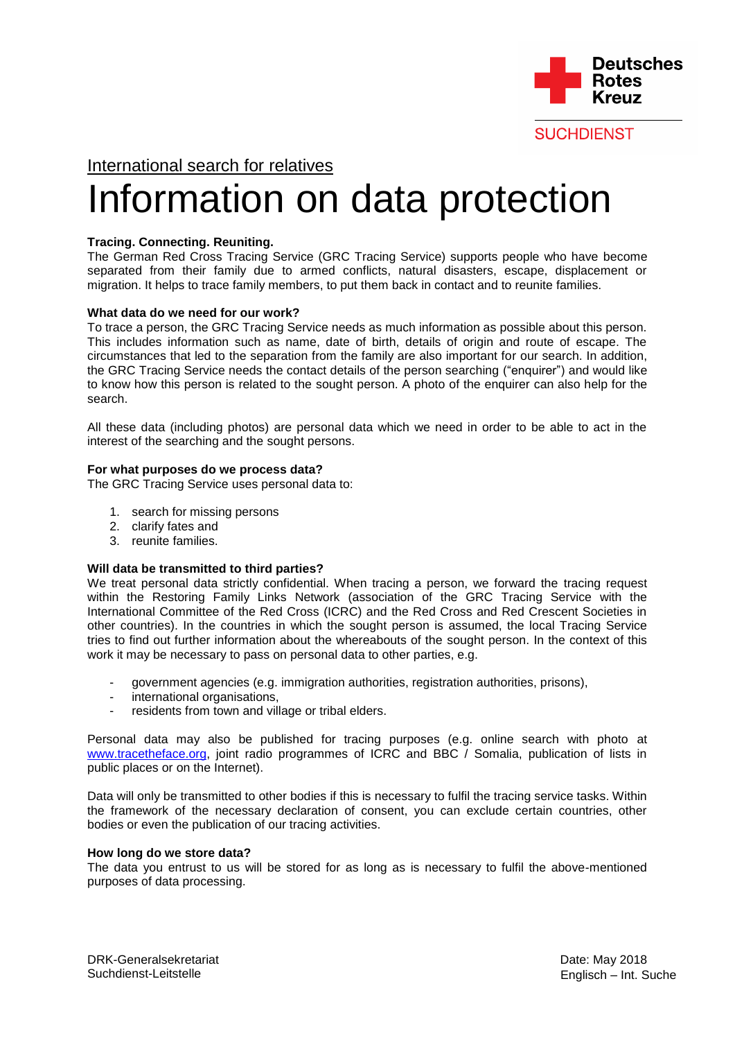Deutsches Rotes Kreuz

SUCHDIENST

International search for relatives

# Information on data protection

**Tracing. Connecting. Reuniting.**

The German Red Cross Tracing Service (GRC Tracing Service) supports people who have become separated from their family due to armed conflicts, natural disasters, escape, displacement or migration. It helps to trace family members, to put them back in contact and to reunite families.

**What data do we need for our work?**

To trace a person, the GRC Tracing Service needs as much information as possible about this person. This includes information such as name, date of birth, details of origin and route of escape. The circumstances that led to the separation from the family are also important for our search. In addition, the GRC Tracing Service needs the contact details of the person searching ("enquirer") and would like to know how this person is related to the sought person. A photo of the enquirer can also help for the search.

All these data (including photos) are personal data which we need in order to be able to act in the interest of the searching and the sought persons.

**For what purposes do we process data?**

The GRC Tracing Service uses personal data to:

1. search for missing persons
2. clarify fates and
3. reunite families.

**Will data be transmitted to third parties?**

We treat personal data strictly confidential. When tracing a person, we forward the tracing request within the Restoring Family Links Network (association of the GRC Tracing Service with the International Committee of the Red Cross (ICRC) and the Red Cross and Red Crescent Societies in other countries). In the countries in which the sought person is assumed, the local Tracing Service tries to find out further information about the whereabouts of the sought person. In the context of this work it may be necessary to pass on personal data to other parties, e.g.

- government agencies (e.g. immigration authorities, registration authorities, prisons),
- international organisations,
- residents from town and village or tribal elders.

Personal data may also be published for tracing purposes (e.g. online search with photo at www.tracetheface.org, joint radio programmes of ICRC and BBC / Somalia, publication of lists in public places or on the Internet).

Data will only be transmitted to other bodies if this is necessary to fulfil the tracing service tasks. Within the framework of the necessary declaration of consent, you can exclude certain countries, other bodies or even the publication of our tracing activities.

**How long do we store data?**

The data you entrust to us will be stored for as long as is necessary to fulfil the above-mentioned purposes of data processing.

DRK-Generalsekretariat
Suchdienst-Leitstelle

Date: May 2018
Englisch – Int. Suche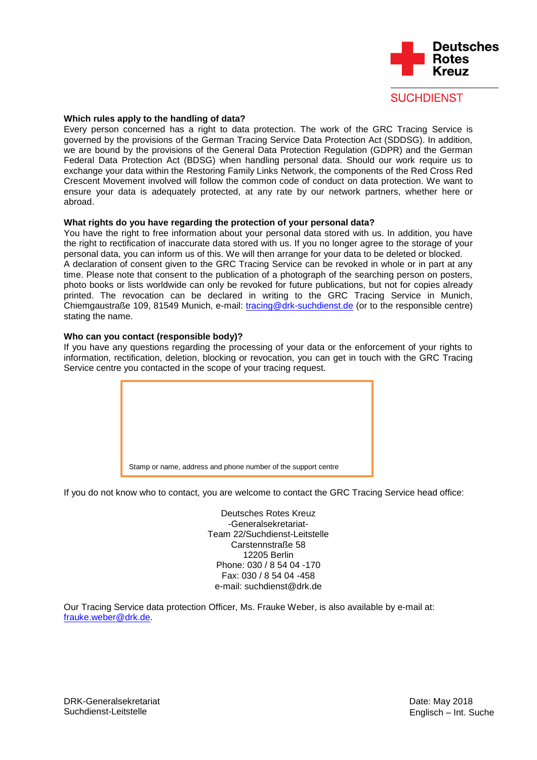Deutsches Rotes Kreuz

SUCHDIENST

**Which rules apply to the handling of data?**
Every person concerned has a right to data protection. The work of the GRC Tracing Service is governed by the provisions of the German Tracing Service Data Protection Act (SDDSG). In addition, we are bound by the provisions of the General Data Protection Regulation (GDPR) and the German Federal Data Protection Act (BDSG) when handling personal data. Should our work require us to exchange your data within the Restoring Family Links Network, the components of the Red Cross Red Crescent Movement involved will follow the common code of conduct on data protection. We want to ensure your data is adequately protected, at any rate by our network partners, whether here or abroad.

**What rights do you have regarding the protection of your personal data?**
You have the right to free information about your personal data stored with us. In addition, you have the right to rectification of inaccurate data stored with us. If you no longer agree to the storage of your personal data, you can inform us of this. We will then arrange for your data to be deleted or blocked.
A declaration of consent given to the GRC Tracing Service can be revoked in whole or in part at any time. Please note that consent to the publication of a photograph of the searching person on posters, photo books or lists worldwide can only be revoked for future publications, but not for copies already printed. The revocation can be declared in writing to the GRC Tracing Service in Munich, Chiemgaustraße 109, 81549 Munich, e-mail: tracing@drk-suchdienst.de (or to the responsible centre) stating the name.

**Who can you contact (responsible body)?**
If you have any questions regarding the processing of your data or the enforcement of your rights to information, rectification, deletion, blocking or revocation, you can get in touch with the GRC Tracing Service centre you contacted in the scope of your tracing request.

Stamp or name, address and phone number of the support centre

If you do not know who to contact, you are welcome to contact the GRC Tracing Service head office:

Deutsches Rotes Kreuz
-Generalsekretariat-
Team 22/Suchdienst-Leitstelle
Carstennstraße 58
12205 Berlin
Phone: 030 / 8 54 04 -170
Fax: 030 / 8 54 04 -458
e-mail: suchdienst@drk.de

Our Tracing Service data protection Officer, Ms. Frauke Weber, is also available by e-mail at: frauke.weber@drk.de.

DRK-Generalsekretariat
Suchdienst-Leitstelle

Date: May 2018
Englisch – Int. Suche